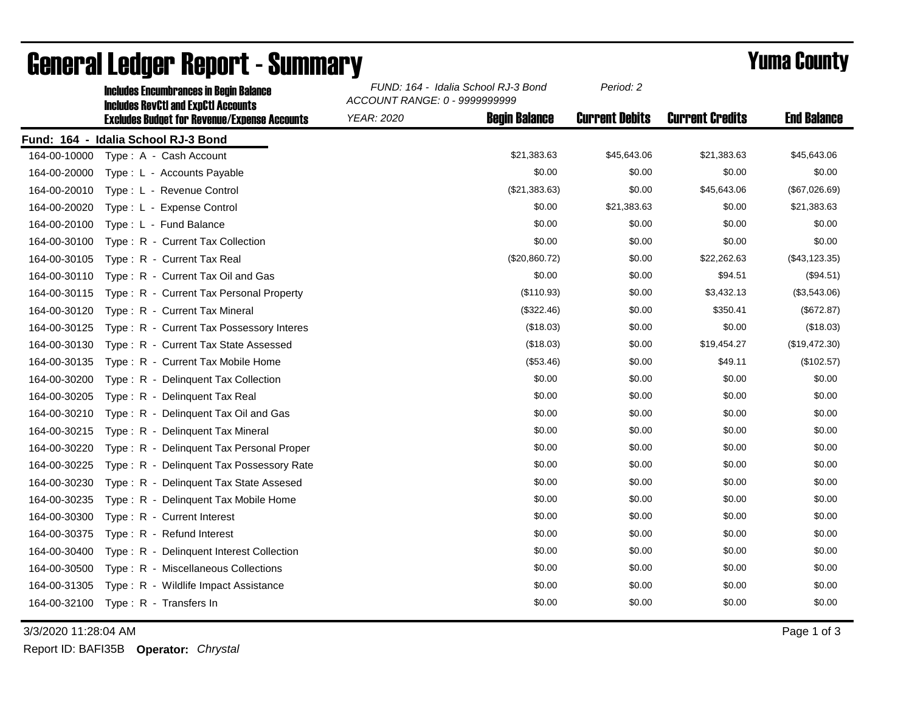# General Ledger Report - Summary

## Yuma County

**Includes Encumbrances in Begin Balance**
**Includes RevCtl and ExpCtl Accounts**
**Excludes Budget for Revenue/Expense Accounts**

*FUND: 164 - Idalia School RJ-3 Bond*
*ACCOUNT RANGE: 0 - 9999999999*
*YEAR: 2020*
*Period: 2*

**Fund: 164 - Idalia School RJ-3 Bond**

| Account | Description | Begin Balance | Current Debits | Current Credits | End Balance |
|---|---|---|---|---|---|
| 164-00-10000 | Type : A - Cash Account | $21,383.63 | $45,643.06 | $21,383.63 | $45,643.06 |
| 164-00-20000 | Type : L - Accounts Payable | $0.00 | $0.00 | $0.00 | $0.00 |
| 164-00-20010 | Type : L - Revenue Control | ($21,383.63) | $0.00 | $45,643.06 | ($67,026.69) |
| 164-00-20020 | Type : L - Expense Control | $0.00 | $21,383.63 | $0.00 | $21,383.63 |
| 164-00-20100 | Type : L - Fund Balance | $0.00 | $0.00 | $0.00 | $0.00 |
| 164-00-30100 | Type : R - Current Tax Collection | $0.00 | $0.00 | $0.00 | $0.00 |
| 164-00-30105 | Type : R - Current Tax Real | ($20,860.72) | $0.00 | $22,262.63 | ($43,123.35) |
| 164-00-30110 | Type : R - Current Tax Oil and Gas | $0.00 | $0.00 | $94.51 | ($94.51) |
| 164-00-30115 | Type : R - Current Tax Personal Property | ($110.93) | $0.00 | $3,432.13 | ($3,543.06) |
| 164-00-30120 | Type : R - Current Tax Mineral | ($322.46) | $0.00 | $350.41 | ($672.87) |
| 164-00-30125 | Type : R - Current Tax Possessory Interes | ($18.03) | $0.00 | $0.00 | ($18.03) |
| 164-00-30130 | Type : R - Current Tax State Assessed | ($18.03) | $0.00 | $19,454.27 | ($19,472.30) |
| 164-00-30135 | Type : R - Current Tax Mobile Home | ($53.46) | $0.00 | $49.11 | ($102.57) |
| 164-00-30200 | Type : R - Delinquent Tax Collection | $0.00 | $0.00 | $0.00 | $0.00 |
| 164-00-30205 | Type : R - Delinquent Tax Real | $0.00 | $0.00 | $0.00 | $0.00 |
| 164-00-30210 | Type : R - Delinquent Tax Oil and Gas | $0.00 | $0.00 | $0.00 | $0.00 |
| 164-00-30215 | Type : R - Delinquent Tax Mineral | $0.00 | $0.00 | $0.00 | $0.00 |
| 164-00-30220 | Type : R - Delinquent Tax Personal Proper | $0.00 | $0.00 | $0.00 | $0.00 |
| 164-00-30225 | Type : R - Delinquent Tax Possessory Rate | $0.00 | $0.00 | $0.00 | $0.00 |
| 164-00-30230 | Type : R - Delinquent Tax State Assesed | $0.00 | $0.00 | $0.00 | $0.00 |
| 164-00-30235 | Type : R - Delinquent Tax Mobile Home | $0.00 | $0.00 | $0.00 | $0.00 |
| 164-00-30300 | Type : R - Current Interest | $0.00 | $0.00 | $0.00 | $0.00 |
| 164-00-30375 | Type : R - Refund Interest | $0.00 | $0.00 | $0.00 | $0.00 |
| 164-00-30400 | Type : R - Delinquent Interest Collection | $0.00 | $0.00 | $0.00 | $0.00 |
| 164-00-30500 | Type : R - Miscellaneous Collections | $0.00 | $0.00 | $0.00 | $0.00 |
| 164-00-31305 | Type : R - Wildlife Impact Assistance | $0.00 | $0.00 | $0.00 | $0.00 |
| 164-00-32100 | Type : R - Transfers In | $0.00 | $0.00 | $0.00 | $0.00 |

3/3/2020 11:28:04 AM

Report ID: BAFI35B **Operator:** *Chrystal*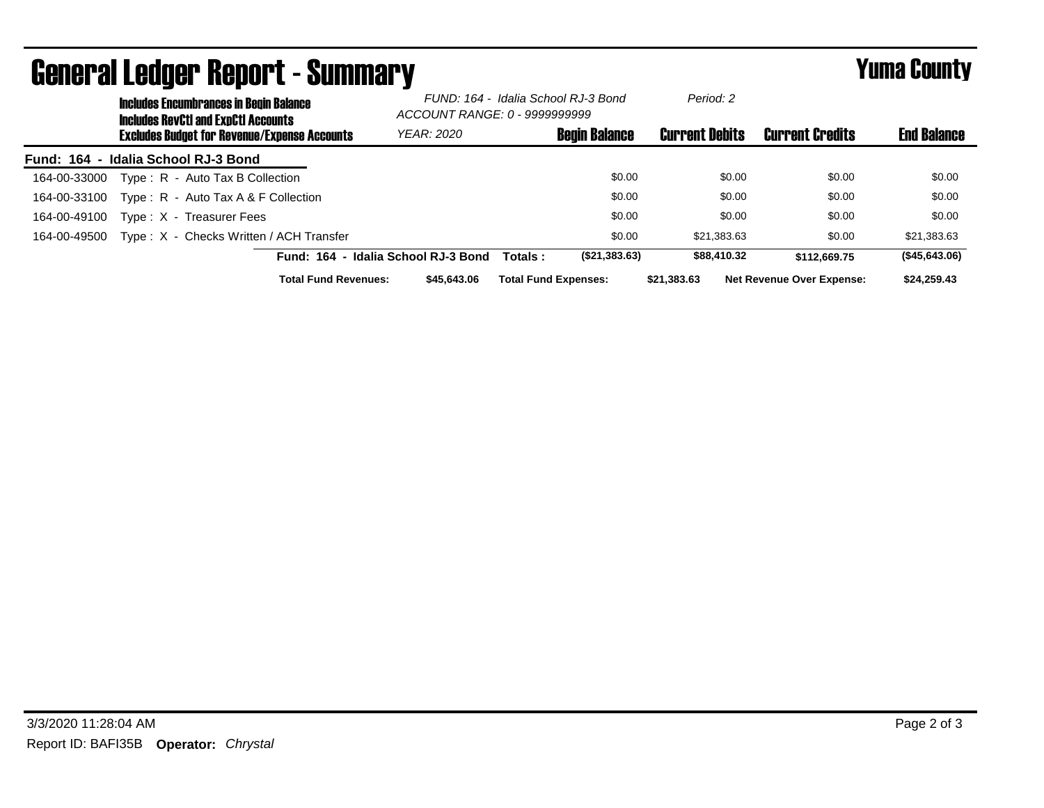# General Ledger Report - Summary

## Yuma County

**Includes Encumbrances in Begin Balance**
**Includes RevCtl and ExpCtl Accounts**
**Excludes Budget for Revenue/Expense Accounts**

*FUND: 164 - Idalia School RJ-3 Bond*
*ACCOUNT RANGE: 0 - 9999999999*
*YEAR: 2020*
*Period: 2*

| Account | Description | Begin Balance | Current Debits | Current Credits | End Balance |
|---|---|---|---|---|---|
| **Fund: 164 - Idalia School RJ-3 Bond** | | | | | |
| 164-00-33000 | Type : R - Auto Tax B Collection | $0.00 | $0.00 | $0.00 | $0.00 |
| 164-00-33100 | Type : R - Auto Tax A & F Collection | $0.00 | $0.00 | $0.00 | $0.00 |
| 164-00-49100 | Type : X - Treasurer Fees | $0.00 | $0.00 | $0.00 | $0.00 |
| 164-00-49500 | Type : X - Checks Written / ACH Transfer | $0.00 | $21,383.63 | $0.00 | $21,383.63 |
| | **Fund: 164 - Idalia School RJ-3 Bond Totals :** | **($21,383.63)** | **$88,410.32** | **$112,669.75** | **($45,643.06)** |

**Total Fund Revenues:** **$45,643.06** **Total Fund Expenses:** **$21,383.63** **Net Revenue Over Expense:** **$24,259.43**

3/3/2020 11:28:04 AM

Report ID: BAFI35B **Operator:** *Chrystal*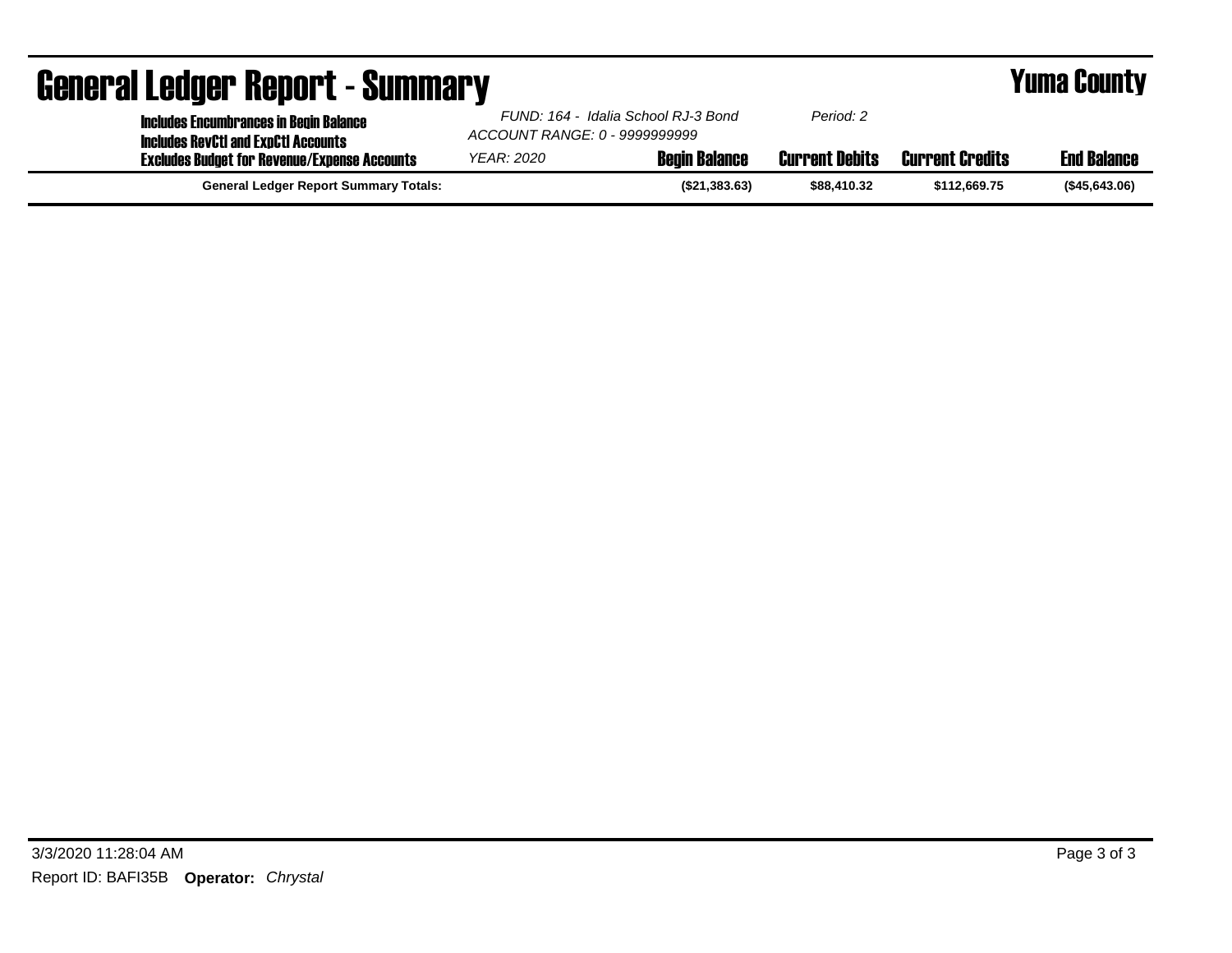# General Ledger Report - Summary

**Yuma County**

**Includes Encumbrances in Begin Balance**
**Includes RevCtl and ExpCtl Accounts**
**Excludes Budget for Revenue/Expense Accounts**

*FUND: 164 - Idalia School RJ-3 Bond*
*ACCOUNT RANGE: 0 - 9999999999*
*YEAR: 2020*
*Period: 2*

| | Begin Balance | Current Debits | Current Credits | End Balance |
|---|---|---|---|---|
| **General Ledger Report Summary Totals:** | **($21,383.63)** | **$88,410.32** | **$112,669.75** | **($45,643.06)** |

3/3/2020 11:28:04 AM

Report ID: BAFI35B **Operator:** *Chrystal*